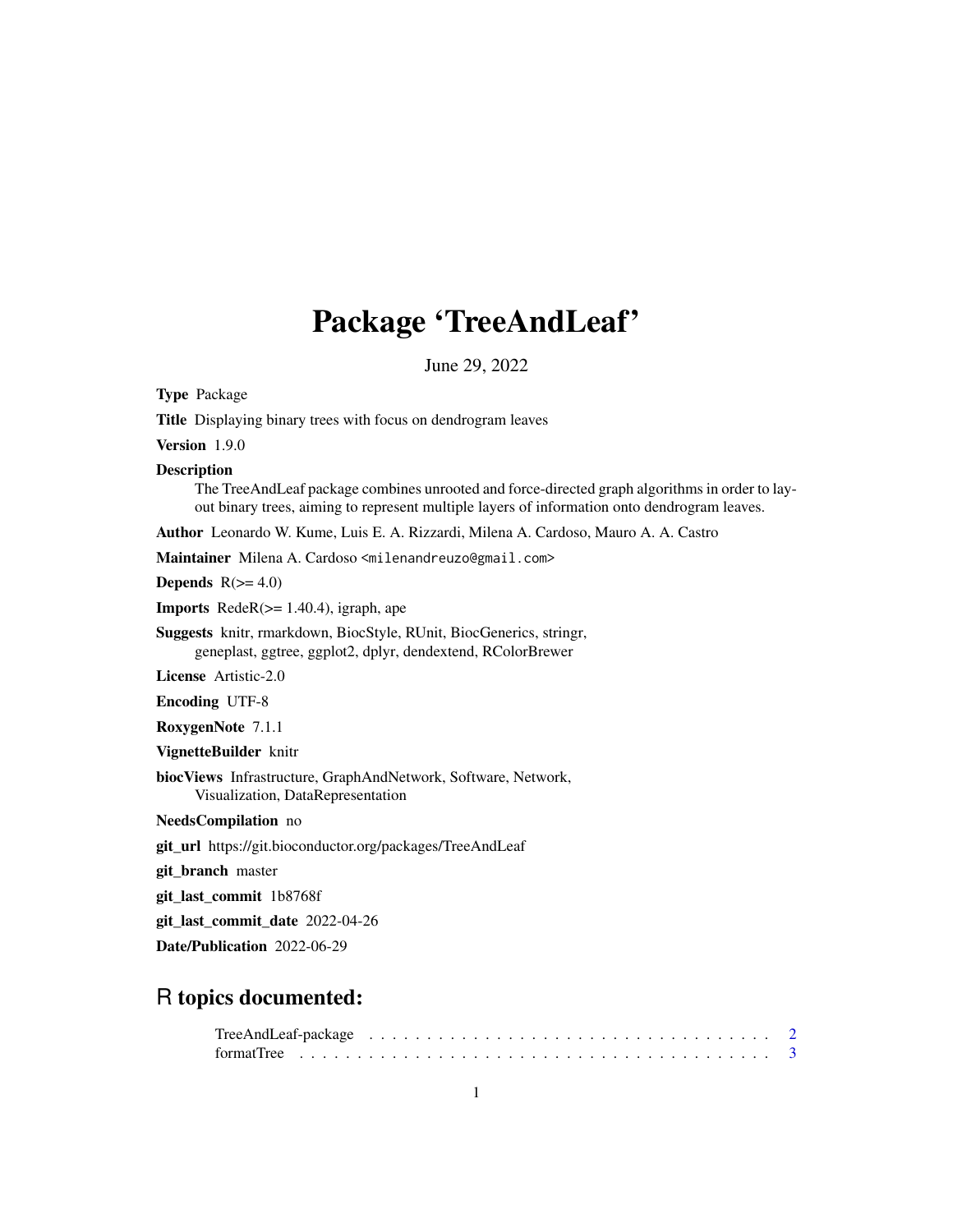# Package 'TreeAndLeaf'

June 29, 2022

**Type** Package

**Title** Displaying binary trees with focus on dendrogram leaves

**Version** 1.9.0

**Description**
The TreeAndLeaf package combines unrooted and force-directed graph algorithms in order to layout binary trees, aiming to represent multiple layers of information onto dendrogram leaves.

**Author** Leonardo W. Kume, Luis E. A. Rizzardi, Milena A. Cardoso, Mauro A. A. Castro

**Maintainer** Milena A. Cardoso <milenandreuzo@gmail.com>

**Depends** R(>= 4.0)

**Imports** RedeR(>= 1.40.4), igraph, ape

**Suggests** knitr, rmarkdown, BiocStyle, RUnit, BiocGenerics, stringr, geneplast, ggtree, ggplot2, dplyr, dendextend, RColorBrewer

**License** Artistic-2.0

**Encoding** UTF-8

**RoxygenNote** 7.1.1

**VignetteBuilder** knitr

**biocViews** Infrastructure, GraphAndNetwork, Software, Network, Visualization, DataRepresentation

**NeedsCompilation** no

**git_url** https://git.bioconductor.org/packages/TreeAndLeaf

**git_branch** master

**git_last_commit** 1b8768f

**git_last_commit_date** 2022-04-26

**Date/Publication** 2022-06-29

## R topics documented:

TreeAndLeaf-package . . . . . . . . . . . . . . . . . . . . . . . . . . . . . . . . . . 2
formatTree . . . . . . . . . . . . . . . . . . . . . . . . . . . . . . . . . . . . . . . . 3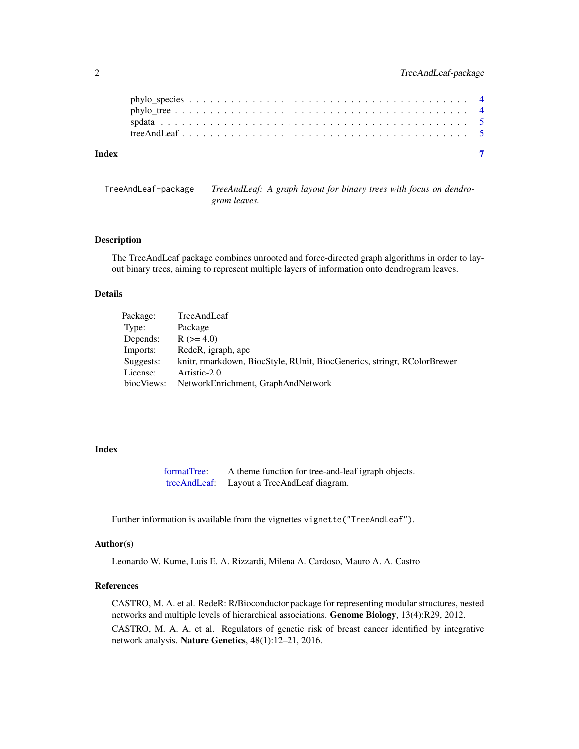phylo_species . . . . . . . . . . . . . . . . . . . . . . . . . . . . . . . . . . . . 4
phylo_tree . . . . . . . . . . . . . . . . . . . . . . . . . . . . . . . . . . . . . . 4
spdata . . . . . . . . . . . . . . . . . . . . . . . . . . . . . . . . . . . . . . . . 5
treeAndLeaf . . . . . . . . . . . . . . . . . . . . . . . . . . . . . . . . . . . . . 5

**Index** **7**

---

`TreeAndLeaf-package` *TreeAndLeaf: A graph layout for binary trees with focus on dendrogram leaves.*

---

## Description

The TreeAndLeaf package combines unrooted and force-directed graph algorithms in order to layout binary trees, aiming to represent multiple layers of information onto dendrogram leaves.

## Details

| | |
|---|---|
| Package: | TreeAndLeaf |
| Type: | Package |
| Depends: | R (>= 4.0) |
| Imports: | RedeR, igraph, ape |
| Suggests: | knitr, rmarkdown, BiocStyle, RUnit, BiocGenerics, stringr, RColorBrewer |
| License: | Artistic-2.0 |
| biocViews: | NetworkEnrichment, GraphAndNetwork |

## Index

| | |
|---|---|
| formatTree: | A theme function for tree-and-leaf igraph objects. |
| treeAndLeaf: | Layout a TreeAndLeaf diagram. |

Further information is available from the vignettes `vignette("TreeAndLeaf")`.

## Author(s)

Leonardo W. Kume, Luis E. A. Rizzardi, Milena A. Cardoso, Mauro A. A. Castro

## References

CASTRO, M. A. et al. RedeR: R/Bioconductor package for representing modular structures, nested networks and multiple levels of hierarchical associations. **Genome Biology**, 13(4):R29, 2012.

CASTRO, M. A. A. et al. Regulators of genetic risk of breast cancer identified by integrative network analysis. **Nature Genetics**, 48(1):12–21, 2016.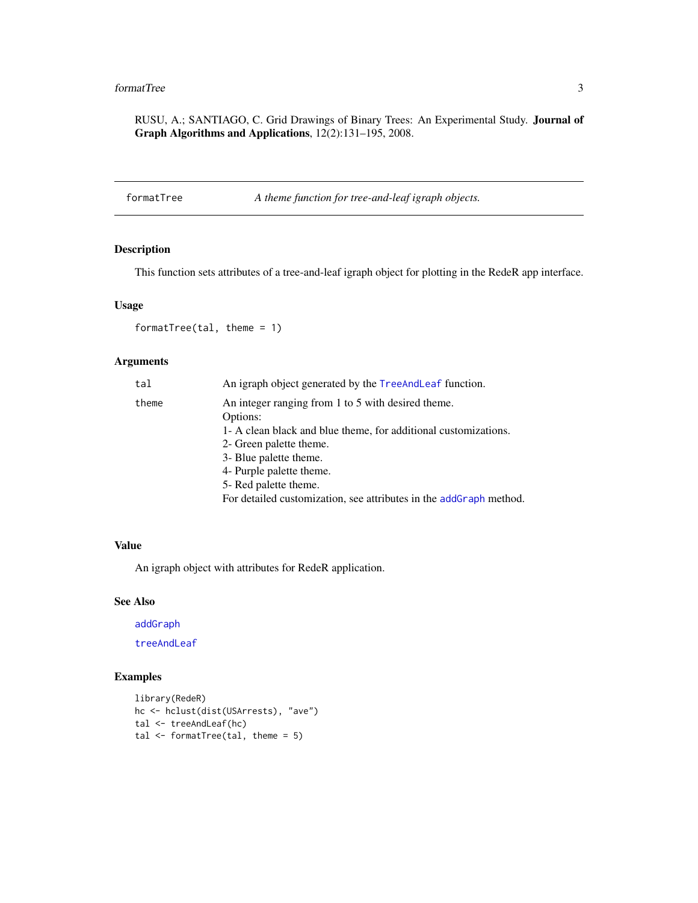RUSU, A.; SANTIAGO, C. Grid Drawings of Binary Trees: An Experimental Study. **Journal of Graph Algorithms and Applications**, 12(2):131–195, 2008.

---

`formatTree` *A theme function for tree-and-leaf igraph objects.*

---

### Description

This function sets attributes of a tree-and-leaf igraph object for plotting in the RedeR app interface.

### Usage

```
formatTree(tal, theme = 1)
```

### Arguments

| | |
|---|---|
| `tal` | An igraph object generated by the `TreeAndLeaf` function. |
| `theme` | An integer ranging from 1 to 5 with desired theme.<br>Options:<br>1- A clean black and blue theme, for additional customizations.<br>2- Green palette theme.<br>3- Blue palette theme.<br>4- Purple palette theme.<br>5- Red palette theme.<br>For detailed customization, see attributes in the `addGraph` method. |

### Value

An igraph object with attributes for RedeR application.

### See Also

`addGraph`

`treeAndLeaf`

### Examples

```
library(RedeR)
hc <- hclust(dist(USArrests), "ave")
tal <- treeAndLeaf(hc)
tal <- formatTree(tal, theme = 5)
```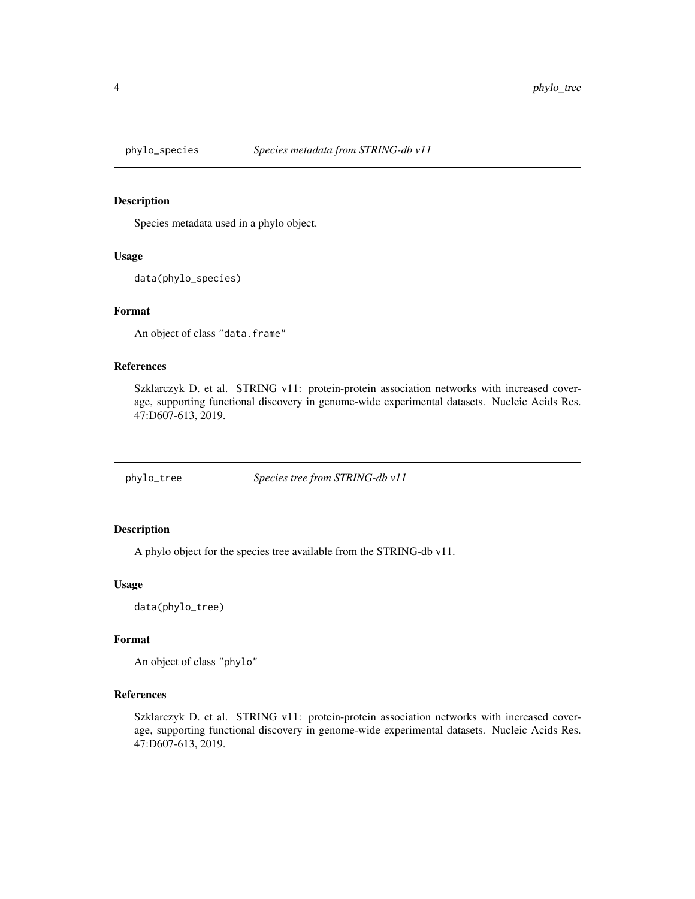## phylo_species — *Species metadata from STRING-db v11*

### Description

Species metadata used in a phylo object.

### Usage

```
data(phylo_species)
```

### Format

An object of class "data.frame"

### References

Szklarczyk D. et al. STRING v11: protein-protein association networks with increased coverage, supporting functional discovery in genome-wide experimental datasets. Nucleic Acids Res. 47:D607-613, 2019.

## phylo_tree — *Species tree from STRING-db v11*

### Description

A phylo object for the species tree available from the STRING-db v11.

### Usage

```
data(phylo_tree)
```

### Format

An object of class "phylo"

### References

Szklarczyk D. et al. STRING v11: protein-protein association networks with increased coverage, supporting functional discovery in genome-wide experimental datasets. Nucleic Acids Res. 47:D607-613, 2019.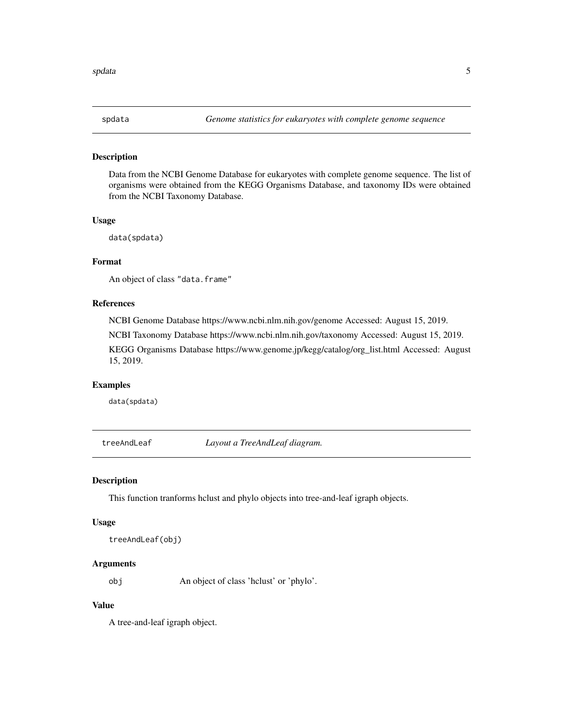## spdata — *Genome statistics for eukaryotes with complete genome sequence*

### Description

Data from the NCBI Genome Database for eukaryotes with complete genome sequence. The list of organisms were obtained from the KEGG Organisms Database, and taxonomy IDs were obtained from the NCBI Taxonomy Database.

### Usage

```
data(spdata)
```

### Format

An object of class "data.frame"

### References

NCBI Genome Database https://www.ncbi.nlm.nih.gov/genome Accessed: August 15, 2019.

NCBI Taxonomy Database https://www.ncbi.nlm.nih.gov/taxonomy Accessed: August 15, 2019.

KEGG Organisms Database https://www.genome.jp/kegg/catalog/org_list.html Accessed: August 15, 2019.

### Examples

```
data(spdata)
```

## treeAndLeaf — *Layout a TreeAndLeaf diagram.*

### Description

This function tranforms hclust and phylo objects into tree-and-leaf igraph objects.

### Usage

```
treeAndLeaf(obj)
```

### Arguments

| | |
|---|---|
| `obj` | An object of class 'hclust' or 'phylo'. |

### Value

A tree-and-leaf igraph object.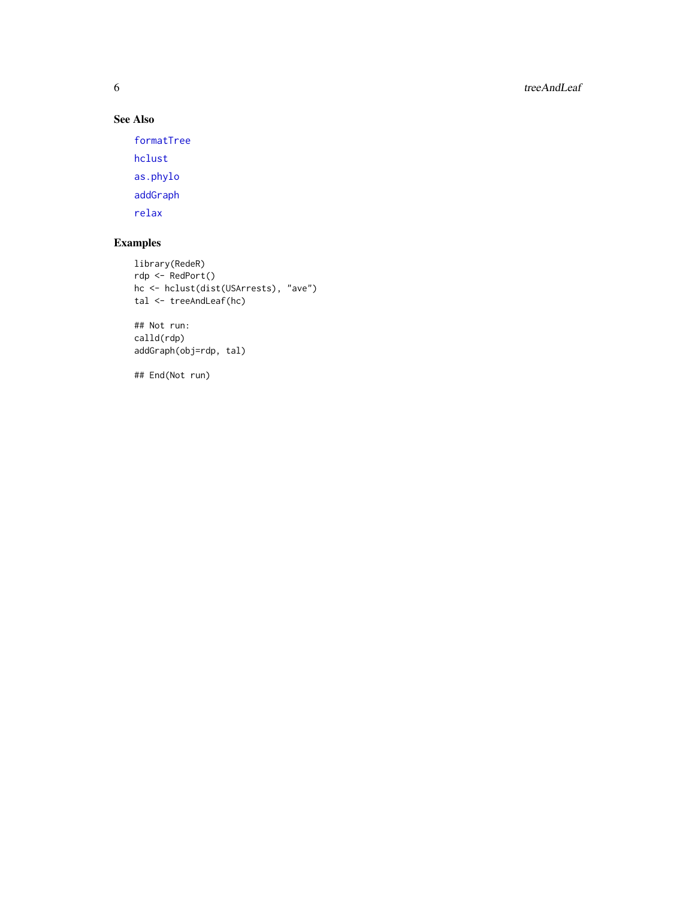## See Also

formatTree

hclust

as.phylo

addGraph

relax

## Examples

```
library(RedeR)
rdp <- RedPort()
hc <- hclust(dist(USArrests), "ave")
tal <- treeAndLeaf(hc)

## Not run:
calld(rdp)
addGraph(obj=rdp, tal)

## End(Not run)
```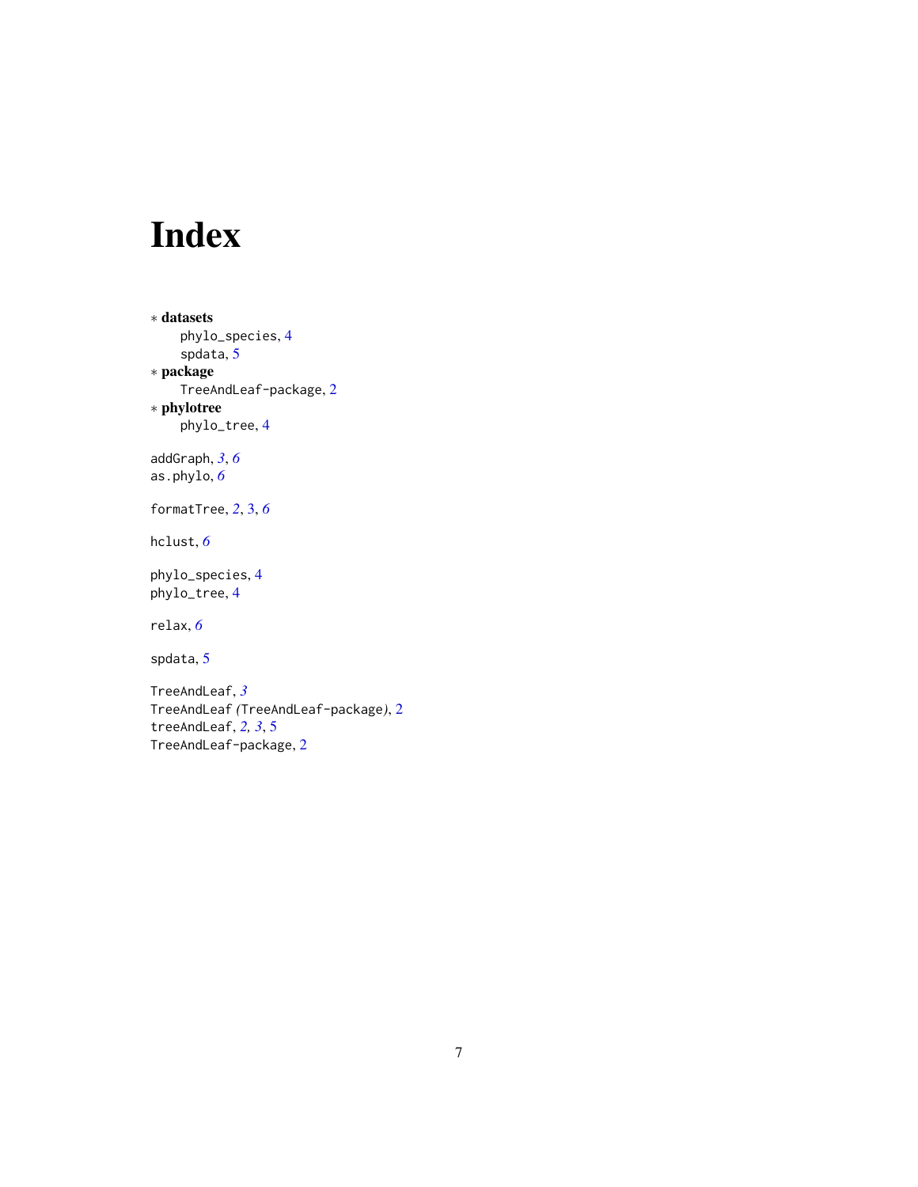# Index

∗ **datasets**
    phylo_species, 4
    spdata, 5

∗ **package**
    TreeAndLeaf-package, 2

∗ **phylotree**
    phylo_tree, 4

addGraph, *3*, *6*
as.phylo, *6*

formatTree, *2*, 3, *6*

hclust, *6*

phylo_species, 4
phylo_tree, 4

relax, *6*

spdata, 5

TreeAndLeaf, *3*
TreeAndLeaf *(*TreeAndLeaf-package*)*, 2
treeAndLeaf, *2, 3*, 5
TreeAndLeaf-package, 2